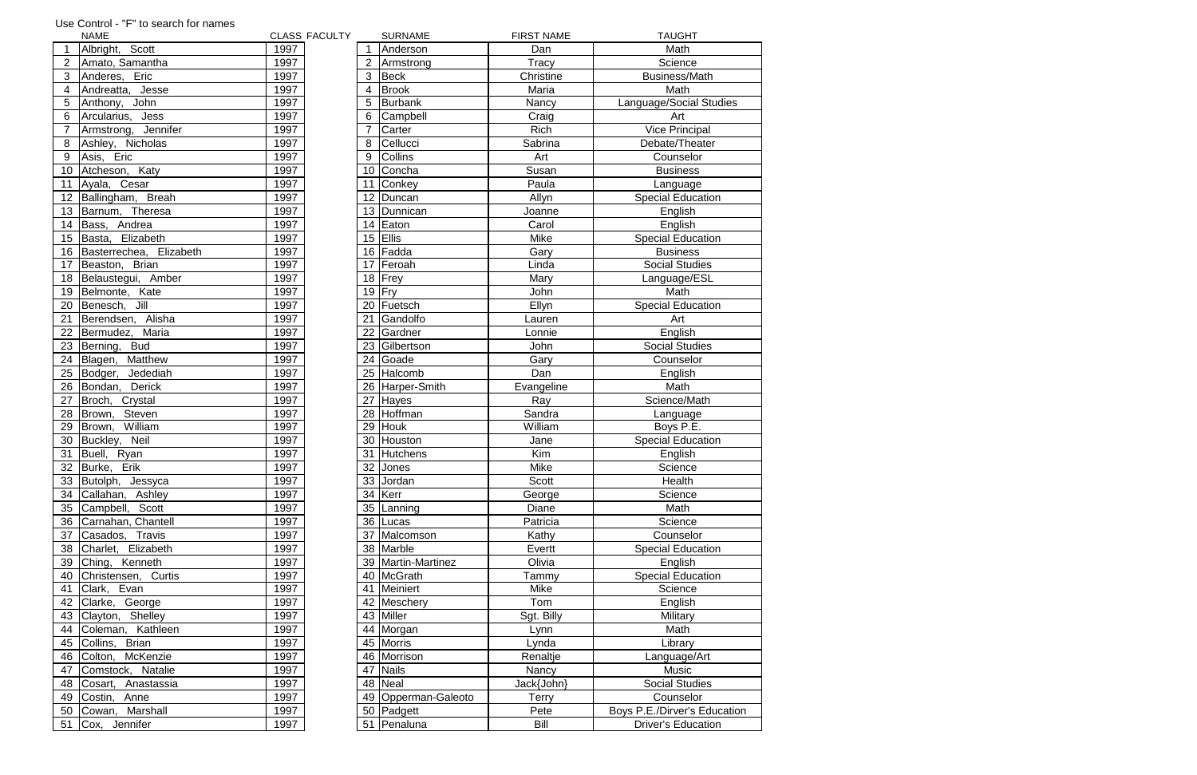Use Control - "F" to search for names

| | NAME | CLASS | FACULTY |
|---|---|---|---|
| 1 | Albright, Scott | 1997 | |
| 2 | Amato, Samantha | 1997 | |
| 3 | Anderes, Eric | 1997 | |
| 4 | Andreatta, Jesse | 1997 | |
| 5 | Anthony, John | 1997 | |
| 6 | Arcularius, Jess | 1997 | |
| 7 | Armstrong, Jennifer | 1997 | |
| 8 | Ashley, Nicholas | 1997 | |
| 9 | Asis, Eric | 1997 | |
| 10 | Atcheson, Katy | 1997 | |
| 11 | Ayala, Cesar | 1997 | |
| 12 | Ballingham, Breah | 1997 | |
| 13 | Barnum, Theresa | 1997 | |
| 14 | Bass, Andrea | 1997 | |
| 15 | Basta, Elizabeth | 1997 | |
| 16 | Basterrechea, Elizabeth | 1997 | |
| 17 | Beaston, Brian | 1997 | |
| 18 | Belaustegui, Amber | 1997 | |
| 19 | Belmonte, Kate | 1997 | |
| 20 | Benesch, Jill | 1997 | |
| 21 | Berendsen, Alisha | 1997 | |
| 22 | Bermudez, Maria | 1997 | |
| 23 | Berning, Bud | 1997 | |
| 24 | Blagen, Matthew | 1997 | |
| 25 | Bodger, Jedediah | 1997 | |
| 26 | Bondan, Derick | 1997 | |
| 27 | Broch, Crystal | 1997 | |
| 28 | Brown, Steven | 1997 | |
| 29 | Brown, William | 1997 | |
| 30 | Buckley, Neil | 1997 | |
| 31 | Buell, Ryan | 1997 | |
| 32 | Burke, Erik | 1997 | |
| 33 | Butolph, Jessyca | 1997 | |
| 34 | Callahan, Ashley | 1997 | |
| 35 | Campbell, Scott | 1997 | |
| 36 | Carnahan, Chantell | 1997 | |
| 37 | Casados, Travis | 1997 | |
| 38 | Charlet, Elizabeth | 1997 | |
| 39 | Ching, Kenneth | 1997 | |
| 40 | Christensen, Curtis | 1997 | |
| 41 | Clark, Evan | 1997 | |
| 42 | Clarke, George | 1997 | |
| 43 | Clayton, Shelley | 1997 | |
| 44 | Coleman, Kathleen | 1997 | |
| 45 | Collins, Brian | 1997 | |
| 46 | Colton, McKenzie | 1997 | |
| 47 | Comstock, Natalie | 1997 | |
| 48 | Cosart, Anastassia | 1997 | |
| 49 | Costin, Anne | 1997 | |
| 50 | Cowan, Marshall | 1997 | |
| 51 | Cox, Jennifer | 1997 | |

| | SURNAME | FIRST NAME | TAUGHT |
|---|---|---|---|
| 1 | Anderson | Dan | Math |
| 2 | Armstrong | Tracy | Science |
| 3 | Beck | Christine | Business/Math |
| 4 | Brook | Maria | Math |
| 5 | Burbank | Nancy | Language/Social Studies |
| 6 | Campbell | Craig | Art |
| 7 | Carter | Rich | Vice Principal |
| 8 | Cellucci | Sabrina | Debate/Theater |
| 9 | Collins | Art | Counselor |
| 10 | Concha | Susan | Business |
| 11 | Conkey | Paula | Language |
| 12 | Duncan | Allyn | Special Education |
| 13 | Dunnican | Joanne | English |
| 14 | Eaton | Carol | English |
| 15 | Ellis | Mike | Special Education |
| 16 | Fadda | Gary | Business |
| 17 | Feroah | Linda | Social Studies |
| 18 | Frey | Mary | Language/ESL |
| 19 | Fry | John | Math |
| 20 | Fuetsch | Ellyn | Special Education |
| 21 | Gandolfo | Lauren | Art |
| 22 | Gardner | Lonnie | English |
| 23 | Gilbertson | John | Social Studies |
| 24 | Goade | Gary | Counselor |
| 25 | Halcomb | Dan | English |
| 26 | Harper-Smith | Evangeline | Math |
| 27 | Hayes | Ray | Science/Math |
| 28 | Hoffman | Sandra | Language |
| 29 | Houk | William | Boys P.E. |
| 30 | Houston | Jane | Special Education |
| 31 | Hutchens | Kim | English |
| 32 | Jones | Mike | Science |
| 33 | Jordan | Scott | Health |
| 34 | Kerr | George | Science |
| 35 | Lanning | Diane | Math |
| 36 | Lucas | Patricia | Science |
| 37 | Malcomson | Kathy | Counselor |
| 38 | Marble | Evertt | Special Education |
| 39 | Martin-Martinez | Olivia | English |
| 40 | McGrath | Tammy | Special Education |
| 41 | Meiniert | Mike | Science |
| 42 | Meschery | Tom | English |
| 43 | Miller | Sgt. Billy | Military |
| 44 | Morgan | Lynn | Math |
| 45 | Morris | Lynda | Library |
| 46 | Morrison | Renaltje | Language/Art |
| 47 | Nails | Nancy | Music |
| 48 | Neal | Jack{John} | Social Studies |
| 49 | Opperman-Galeoto | Terry | Counselor |
| 50 | Padgett | Pete | Boys P.E./Dirver's Education |
| 51 | Penaluna | Bill | Driver's Education |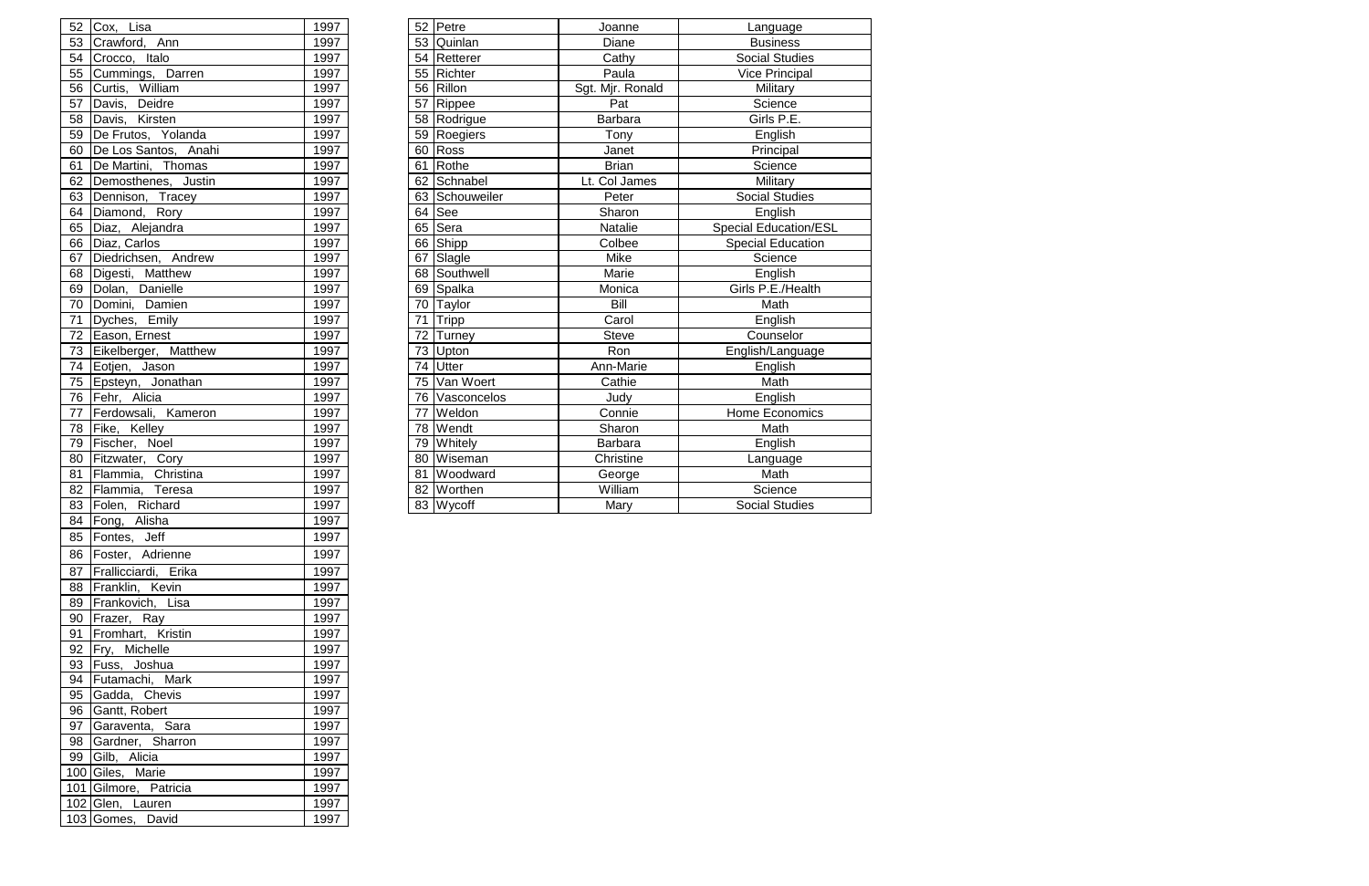| | | |
|---|---|---|
| 52 | Cox, Lisa | 1997 |
| 53 | Crawford, Ann | 1997 |
| 54 | Crocco, Italo | 1997 |
| 55 | Cummings, Darren | 1997 |
| 56 | Curtis, William | 1997 |
| 57 | Davis, Deidre | 1997 |
| 58 | Davis, Kirsten | 1997 |
| 59 | De Frutos, Yolanda | 1997 |
| 60 | De Los Santos, Anahi | 1997 |
| 61 | De Martini, Thomas | 1997 |
| 62 | Demosthenes, Justin | 1997 |
| 63 | Dennison, Tracey | 1997 |
| 64 | Diamond, Rory | 1997 |
| 65 | Diaz, Alejandra | 1997 |
| 66 | Diaz, Carlos | 1997 |
| 67 | Diedrichsen, Andrew | 1997 |
| 68 | Digesti, Matthew | 1997 |
| 69 | Dolan, Danielle | 1997 |
| 70 | Domini, Damien | 1997 |
| 71 | Dyches, Emily | 1997 |
| 72 | Eason, Ernest | 1997 |
| 73 | Eikelberger, Matthew | 1997 |
| 74 | Eotjen, Jason | 1997 |
| 75 | Epsteyn, Jonathan | 1997 |
| 76 | Fehr, Alicia | 1997 |
| 77 | Ferdowsali, Kameron | 1997 |
| 78 | Fike, Kelley | 1997 |
| 79 | Fischer, Noel | 1997 |
| 80 | Fitzwater, Cory | 1997 |
| 81 | Flammia, Christina | 1997 |
| 82 | Flammia, Teresa | 1997 |
| 83 | Folen, Richard | 1997 |
| 84 | Fong, Alisha | 1997 |
| 85 | Fontes, Jeff | 1997 |
| 86 | Foster, Adrienne | 1997 |
| 87 | Frallicciardi, Erika | 1997 |
| 88 | Franklin, Kevin | 1997 |
| 89 | Frankovich, Lisa | 1997 |
| 90 | Frazer, Ray | 1997 |
| 91 | Fromhart, Kristin | 1997 |
| 92 | Fry, Michelle | 1997 |
| 93 | Fuss, Joshua | 1997 |
| 94 | Futamachi, Mark | 1997 |
| 95 | Gadda, Chevis | 1997 |
| 96 | Gantt, Robert | 1997 |
| 97 | Garaventa, Sara | 1997 |
| 98 | Gardner, Sharron | 1997 |
| 99 | Gilb, Alicia | 1997 |
| 100 | Giles, Marie | 1997 |
| 101 | Gilmore, Patricia | 1997 |
| 102 | Glen, Lauren | 1997 |
| 103 | Gomes, David | 1997 |

| | | | |
|---|---|---|---|
| 52 | Petre | Joanne | Language |
| 53 | Quinlan | Diane | Business |
| 54 | Retterer | Cathy | Social Studies |
| 55 | Richter | Paula | Vice Principal |
| 56 | Rillon | Sgt. Mjr. Ronald | Military |
| 57 | Rippee | Pat | Science |
| 58 | Rodrigue | Barbara | Girls P.E. |
| 59 | Roegiers | Tony | English |
| 60 | Ross | Janet | Principal |
| 61 | Rothe | Brian | Science |
| 62 | Schnabel | Lt. Col James | Military |
| 63 | Schouweiler | Peter | Social Studies |
| 64 | See | Sharon | English |
| 65 | Sera | Natalie | Special Education/ESL |
| 66 | Shipp | Colbee | Special Education |
| 67 | Slagle | Mike | Science |
| 68 | Southwell | Marie | English |
| 69 | Spalka | Monica | Girls P.E./Health |
| 70 | Taylor | Bill | Math |
| 71 | Tripp | Carol | English |
| 72 | Turney | Steve | Counselor |
| 73 | Upton | Ron | English/Language |
| 74 | Utter | Ann-Marie | English |
| 75 | Van Woert | Cathie | Math |
| 76 | Vasconcelos | Judy | English |
| 77 | Weldon | Connie | Home Economics |
| 78 | Wendt | Sharon | Math |
| 79 | Whitely | Barbara | English |
| 80 | Wiseman | Christine | Language |
| 81 | Woodward | George | Math |
| 82 | Worthen | William | Science |
| 83 | Wycoff | Mary | Social Studies |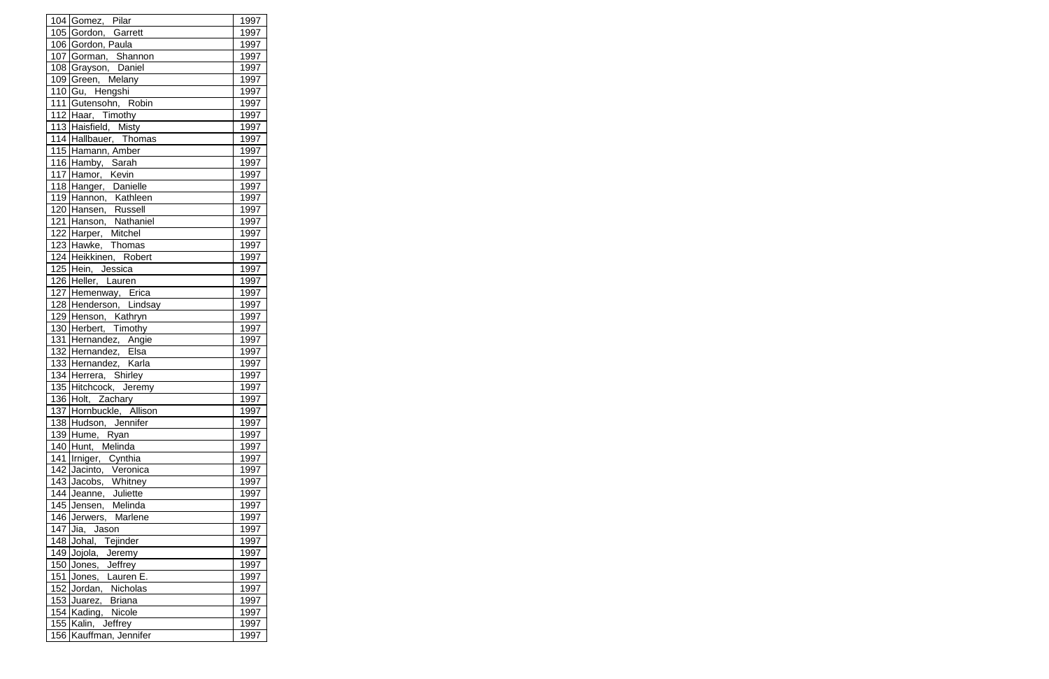| 104 | Gomez, Pilar | 1997 |
|---|---|---|
| 105 | Gordon, Garrett | 1997 |
| 106 | Gordon, Paula | 1997 |
| 107 | Gorman, Shannon | 1997 |
| 108 | Grayson, Daniel | 1997 |
| 109 | Green, Melany | 1997 |
| 110 | Gu, Hengshi | 1997 |
| 111 | Gutensohn, Robin | 1997 |
| 112 | Haar, Timothy | 1997 |
| 113 | Haisfield, Misty | 1997 |
| 114 | Hallbauer, Thomas | 1997 |
| 115 | Hamann, Amber | 1997 |
| 116 | Hamby, Sarah | 1997 |
| 117 | Hamor, Kevin | 1997 |
| 118 | Hanger, Danielle | 1997 |
| 119 | Hannon, Kathleen | 1997 |
| 120 | Hansen, Russell | 1997 |
| 121 | Hanson, Nathaniel | 1997 |
| 122 | Harper, Mitchel | 1997 |
| 123 | Hawke, Thomas | 1997 |
| 124 | Heikkinen, Robert | 1997 |
| 125 | Hein, Jessica | 1997 |
| 126 | Heller, Lauren | 1997 |
| 127 | Hemenway, Erica | 1997 |
| 128 | Henderson, Lindsay | 1997 |
| 129 | Henson, Kathryn | 1997 |
| 130 | Herbert, Timothy | 1997 |
| 131 | Hernandez, Angie | 1997 |
| 132 | Hernandez, Elsa | 1997 |
| 133 | Hernandez, Karla | 1997 |
| 134 | Herrera, Shirley | 1997 |
| 135 | Hitchcock, Jeremy | 1997 |
| 136 | Holt, Zachary | 1997 |
| 137 | Hornbuckle, Allison | 1997 |
| 138 | Hudson, Jennifer | 1997 |
| 139 | Hume, Ryan | 1997 |
| 140 | Hunt, Melinda | 1997 |
| 141 | Irniger, Cynthia | 1997 |
| 142 | Jacinto, Veronica | 1997 |
| 143 | Jacobs, Whitney | 1997 |
| 144 | Jeanne, Juliette | 1997 |
| 145 | Jensen, Melinda | 1997 |
| 146 | Jerwers, Marlene | 1997 |
| 147 | Jia, Jason | 1997 |
| 148 | Johal, Tejinder | 1997 |
| 149 | Jojola, Jeremy | 1997 |
| 150 | Jones, Jeffrey | 1997 |
| 151 | Jones, Lauren E. | 1997 |
| 152 | Jordan, Nicholas | 1997 |
| 153 | Juarez, Briana | 1997 |
| 154 | Kading, Nicole | 1997 |
| 155 | Kalin, Jeffrey | 1997 |
| 156 | Kauffman, Jennifer | 1997 |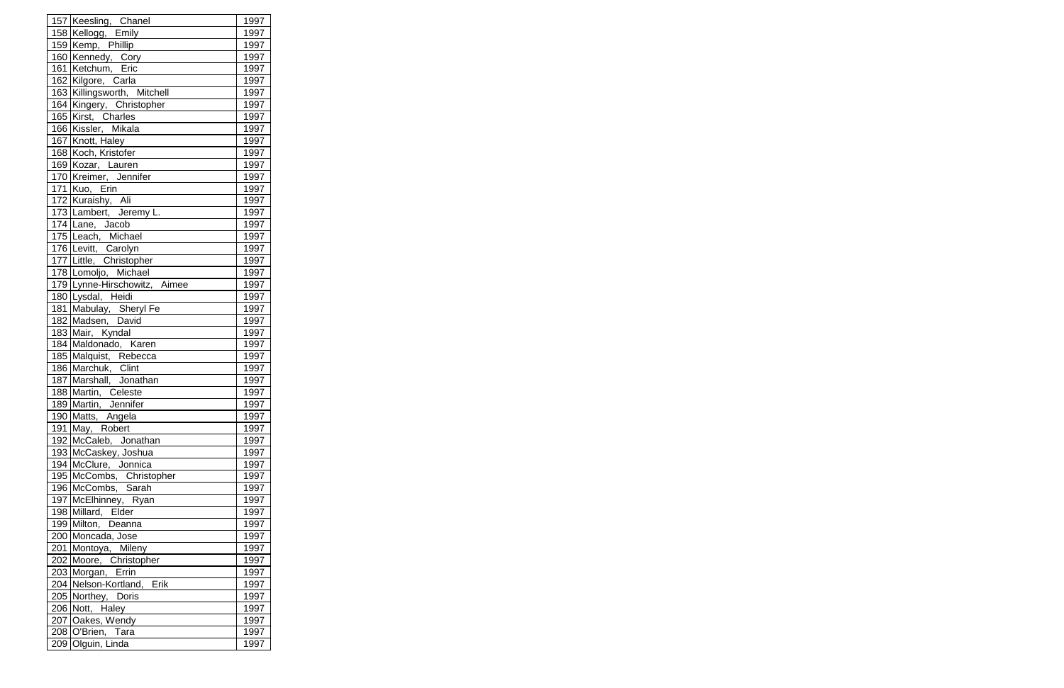| | | |
|---|---|---|
| 157 | Keesling, Chanel | 1997 |
| 158 | Kellogg, Emily | 1997 |
| 159 | Kemp, Phillip | 1997 |
| 160 | Kennedy, Cory | 1997 |
| 161 | Ketchum, Eric | 1997 |
| 162 | Kilgore, Carla | 1997 |
| 163 | Killingsworth, Mitchell | 1997 |
| 164 | Kingery, Christopher | 1997 |
| 165 | Kirst, Charles | 1997 |
| 166 | Kissler, Mikala | 1997 |
| 167 | Knott, Haley | 1997 |
| 168 | Koch, Kristofer | 1997 |
| 169 | Kozar, Lauren | 1997 |
| 170 | Kreimer, Jennifer | 1997 |
| 171 | Kuo, Erin | 1997 |
| 172 | Kuraishy, Ali | 1997 |
| 173 | Lambert, Jeremy L. | 1997 |
| 174 | Lane, Jacob | 1997 |
| 175 | Leach, Michael | 1997 |
| 176 | Levitt, Carolyn | 1997 |
| 177 | Little, Christopher | 1997 |
| 178 | Lomoljo, Michael | 1997 |
| 179 | Lynne-Hirschowitz, Aimee | 1997 |
| 180 | Lysdal, Heidi | 1997 |
| 181 | Mabulay, Sheryl Fe | 1997 |
| 182 | Madsen, David | 1997 |
| 183 | Mair, Kyndal | 1997 |
| 184 | Maldonado, Karen | 1997 |
| 185 | Malquist, Rebecca | 1997 |
| 186 | Marchuk, Clint | 1997 |
| 187 | Marshall, Jonathan | 1997 |
| 188 | Martin, Celeste | 1997 |
| 189 | Martin, Jennifer | 1997 |
| 190 | Matts, Angela | 1997 |
| 191 | May, Robert | 1997 |
| 192 | McCaleb, Jonathan | 1997 |
| 193 | McCaskey, Joshua | 1997 |
| 194 | McClure, Jonnica | 1997 |
| 195 | McCombs, Christopher | 1997 |
| 196 | McCombs, Sarah | 1997 |
| 197 | McElhinney, Ryan | 1997 |
| 198 | Millard, Elder | 1997 |
| 199 | Milton, Deanna | 1997 |
| 200 | Moncada, Jose | 1997 |
| 201 | Montoya, Mileny | 1997 |
| 202 | Moore, Christopher | 1997 |
| 203 | Morgan, Errin | 1997 |
| 204 | Nelson-Kortland, Erik | 1997 |
| 205 | Northey, Doris | 1997 |
| 206 | Nott, Haley | 1997 |
| 207 | Oakes, Wendy | 1997 |
| 208 | O'Brien, Tara | 1997 |
| 209 | Olguin, Linda | 1997 |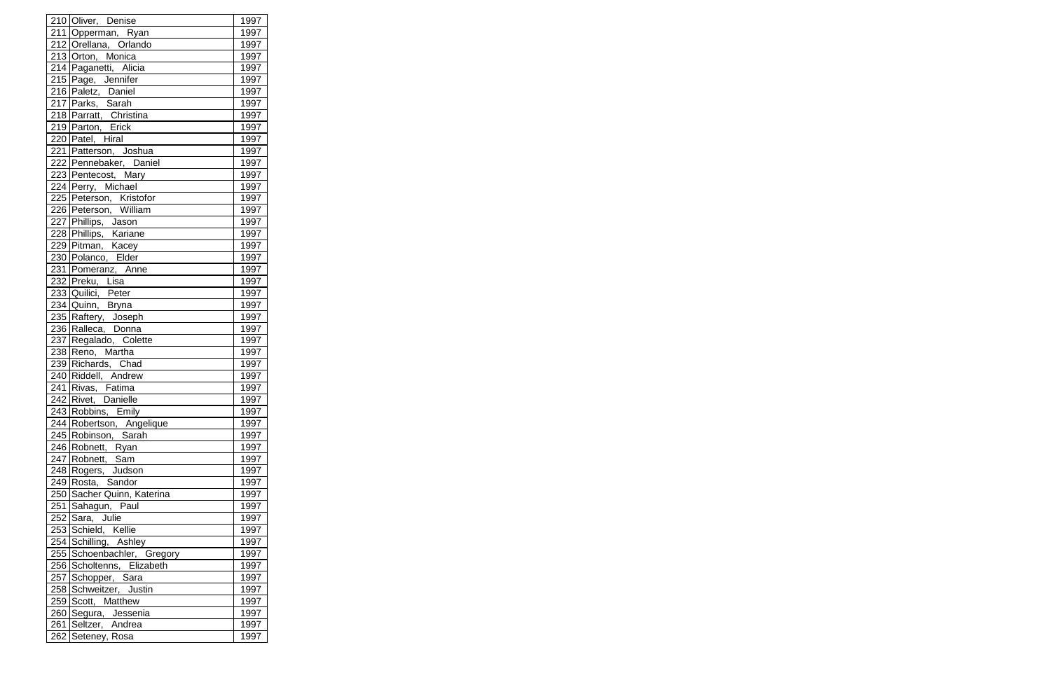| | | |
|---|---|---|
| 210 | Oliver, Denise | 1997 |
| 211 | Opperman, Ryan | 1997 |
| 212 | Orellana, Orlando | 1997 |
| 213 | Orton, Monica | 1997 |
| 214 | Paganetti, Alicia | 1997 |
| 215 | Page, Jennifer | 1997 |
| 216 | Paletz, Daniel | 1997 |
| 217 | Parks, Sarah | 1997 |
| 218 | Parratt, Christina | 1997 |
| 219 | Parton, Erick | 1997 |
| 220 | Patel, Hiral | 1997 |
| 221 | Patterson, Joshua | 1997 |
| 222 | Pennebaker, Daniel | 1997 |
| 223 | Pentecost, Mary | 1997 |
| 224 | Perry, Michael | 1997 |
| 225 | Peterson, Kristofor | 1997 |
| 226 | Peterson, William | 1997 |
| 227 | Phillips, Jason | 1997 |
| 228 | Phillips, Kariane | 1997 |
| 229 | Pitman, Kacey | 1997 |
| 230 | Polanco, Elder | 1997 |
| 231 | Pomeranz, Anne | 1997 |
| 232 | Preku, Lisa | 1997 |
| 233 | Quilici, Peter | 1997 |
| 234 | Quinn, Bryna | 1997 |
| 235 | Raftery, Joseph | 1997 |
| 236 | Ralleca, Donna | 1997 |
| 237 | Regalado, Colette | 1997 |
| 238 | Reno, Martha | 1997 |
| 239 | Richards, Chad | 1997 |
| 240 | Riddell, Andrew | 1997 |
| 241 | Rivas, Fatima | 1997 |
| 242 | Rivet, Danielle | 1997 |
| 243 | Robbins, Emily | 1997 |
| 244 | Robertson, Angelique | 1997 |
| 245 | Robinson, Sarah | 1997 |
| 246 | Robnett, Ryan | 1997 |
| 247 | Robnett, Sam | 1997 |
| 248 | Rogers, Judson | 1997 |
| 249 | Rosta, Sandor | 1997 |
| 250 | Sacher Quinn, Katerina | 1997 |
| 251 | Sahagun, Paul | 1997 |
| 252 | Sara, Julie | 1997 |
| 253 | Schield, Kellie | 1997 |
| 254 | Schilling, Ashley | 1997 |
| 255 | Schoenbachler, Gregory | 1997 |
| 256 | Scholtenns, Elizabeth | 1997 |
| 257 | Schopper, Sara | 1997 |
| 258 | Schweitzer, Justin | 1997 |
| 259 | Scott, Matthew | 1997 |
| 260 | Segura, Jessenia | 1997 |
| 261 | Seltzer, Andrea | 1997 |
| 262 | Seteney, Rosa | 1997 |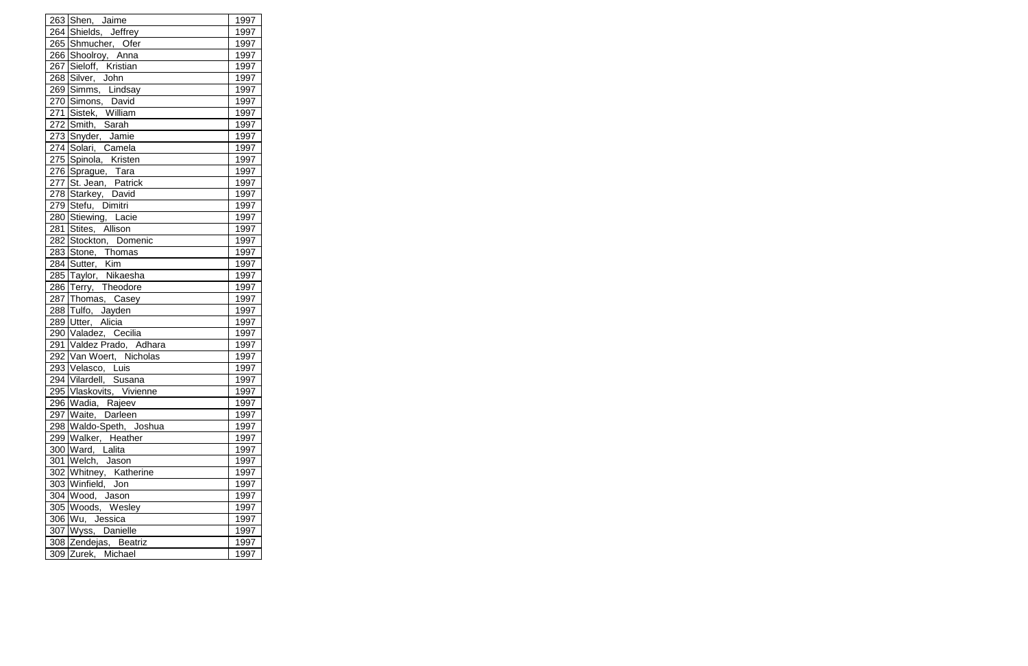| | | |
|---|---|---|
| 263 | Shen, Jaime | 1997 |
| 264 | Shields, Jeffrey | 1997 |
| 265 | Shmucher, Ofer | 1997 |
| 266 | Shoolroy, Anna | 1997 |
| 267 | Sieloff, Kristian | 1997 |
| 268 | Silver, John | 1997 |
| 269 | Simms, Lindsay | 1997 |
| 270 | Simons, David | 1997 |
| 271 | Sistek, William | 1997 |
| 272 | Smith, Sarah | 1997 |
| 273 | Snyder, Jamie | 1997 |
| 274 | Solari, Camela | 1997 |
| 275 | Spinola, Kristen | 1997 |
| 276 | Sprague, Tara | 1997 |
| 277 | St. Jean, Patrick | 1997 |
| 278 | Starkey, David | 1997 |
| 279 | Stefu, Dimitri | 1997 |
| 280 | Stiewing, Lacie | 1997 |
| 281 | Stites, Allison | 1997 |
| 282 | Stockton, Domenic | 1997 |
| 283 | Stone, Thomas | 1997 |
| 284 | Sutter, Kim | 1997 |
| 285 | Taylor, Nikaesha | 1997 |
| 286 | Terry, Theodore | 1997 |
| 287 | Thomas, Casey | 1997 |
| 288 | Tulfo, Jayden | 1997 |
| 289 | Utter, Alicia | 1997 |
| 290 | Valadez, Cecilia | 1997 |
| 291 | Valdez Prado, Adhara | 1997 |
| 292 | Van Woert, Nicholas | 1997 |
| 293 | Velasco, Luis | 1997 |
| 294 | Vilardell, Susana | 1997 |
| 295 | Vlaskovits, Vivienne | 1997 |
| 296 | Wadia, Rajeev | 1997 |
| 297 | Waite, Darleen | 1997 |
| 298 | Waldo-Speth, Joshua | 1997 |
| 299 | Walker, Heather | 1997 |
| 300 | Ward, Lalita | 1997 |
| 301 | Welch, Jason | 1997 |
| 302 | Whitney, Katherine | 1997 |
| 303 | Winfield, Jon | 1997 |
| 304 | Wood, Jason | 1997 |
| 305 | Woods, Wesley | 1997 |
| 306 | Wu, Jessica | 1997 |
| 307 | Wyss, Danielle | 1997 |
| 308 | Zendejas, Beatriz | 1997 |
| 309 | Zurek, Michael | 1997 |